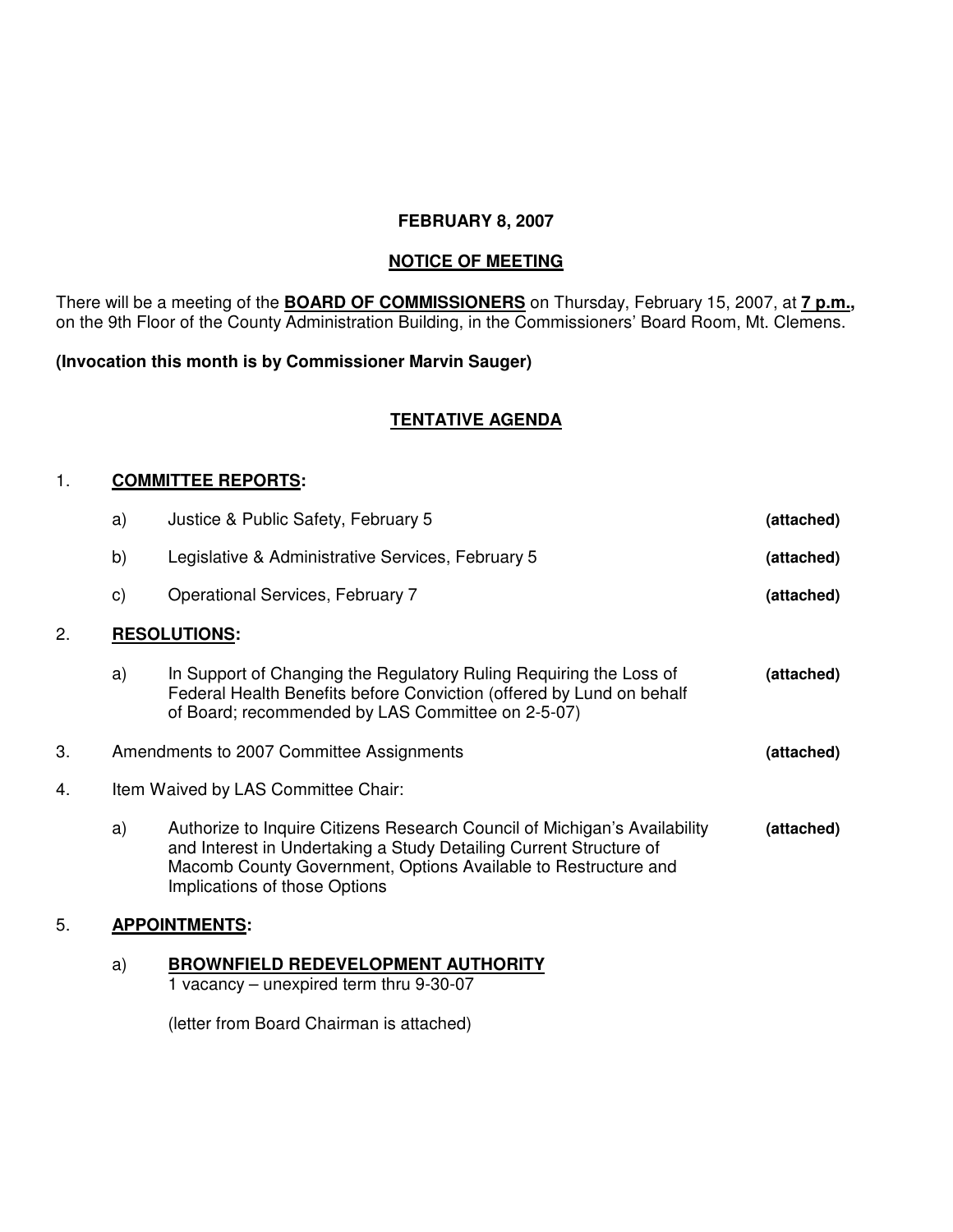**FEBRUARY 8, 2007**

**NOTICE OF MEETING**

There will be a meeting of the **BOARD OF COMMISSIONERS** on Thursday, February 15, 2007, at **7 p.m.,** on the 9th Floor of the County Administration Building, in the Commissioners' Board Room, Mt. Clemens.

**(Invocation this month is by Commissioner Marvin Sauger)**

**TENTATIVE AGENDA**

1. **COMMITTEE REPORTS:**

   a) Justice & Public Safety, February 5 **(attached)**

   b) Legislative & Administrative Services, February 5 **(attached)**

   c) Operational Services, February 7 **(attached)**

2. **RESOLUTIONS:**

   a) In Support of Changing the Regulatory Ruling Requiring the Loss of Federal Health Benefits before Conviction (offered by Lund on behalf of Board; recommended by LAS Committee on 2-5-07) **(attached)**

3. Amendments to 2007 Committee Assignments **(attached)**

4. Item Waived by LAS Committee Chair:

   a) Authorize to Inquire Citizens Research Council of Michigan's Availability and Interest in Undertaking a Study Detailing Current Structure of Macomb County Government, Options Available to Restructure and Implications of those Options **(attached)**

5. **APPOINTMENTS:**

   a) **BROWNFIELD REDEVELOPMENT AUTHORITY**
   1 vacancy – unexpired term thru 9-30-07

   (letter from Board Chairman is attached)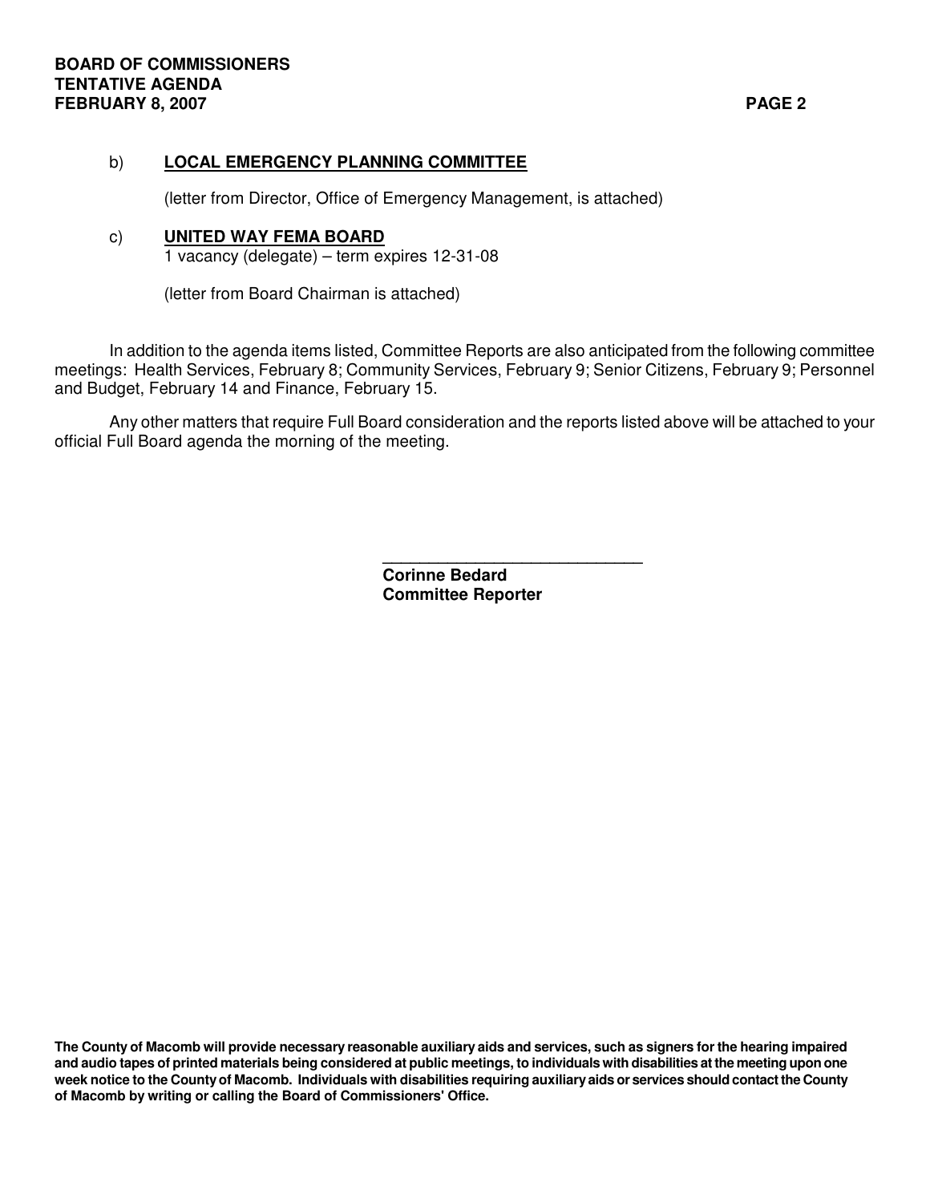b) **LOCAL EMERGENCY PLANNING COMMITTEE**

(letter from Director, Office of Emergency Management, is attached)

c) **UNITED WAY FEMA BOARD**
1 vacancy (delegate) – term expires 12-31-08

(letter from Board Chairman is attached)

In addition to the agenda items listed, Committee Reports are also anticipated from the following committee meetings: Health Services, February 8; Community Services, February 9; Senior Citizens, February 9; Personnel and Budget, February 14 and Finance, February 15.

Any other matters that require Full Board consideration and the reports listed above will be attached to your official Full Board agenda the morning of the meeting.

\_\_\_\_\_\_\_\_\_\_\_\_\_\_\_\_\_\_\_\_\_\_\_\_\_\_\_\_
**Corinne Bedard**
**Committee Reporter**

**The County of Macomb will provide necessary reasonable auxiliary aids and services, such as signers for the hearing impaired and audio tapes of printed materials being considered at public meetings, to individuals with disabilities at the meeting upon one week notice to the County of Macomb. Individuals with disabilities requiring auxiliary aids or services should contact the County of Macomb by writing or calling the Board of Commissioners' Office.**